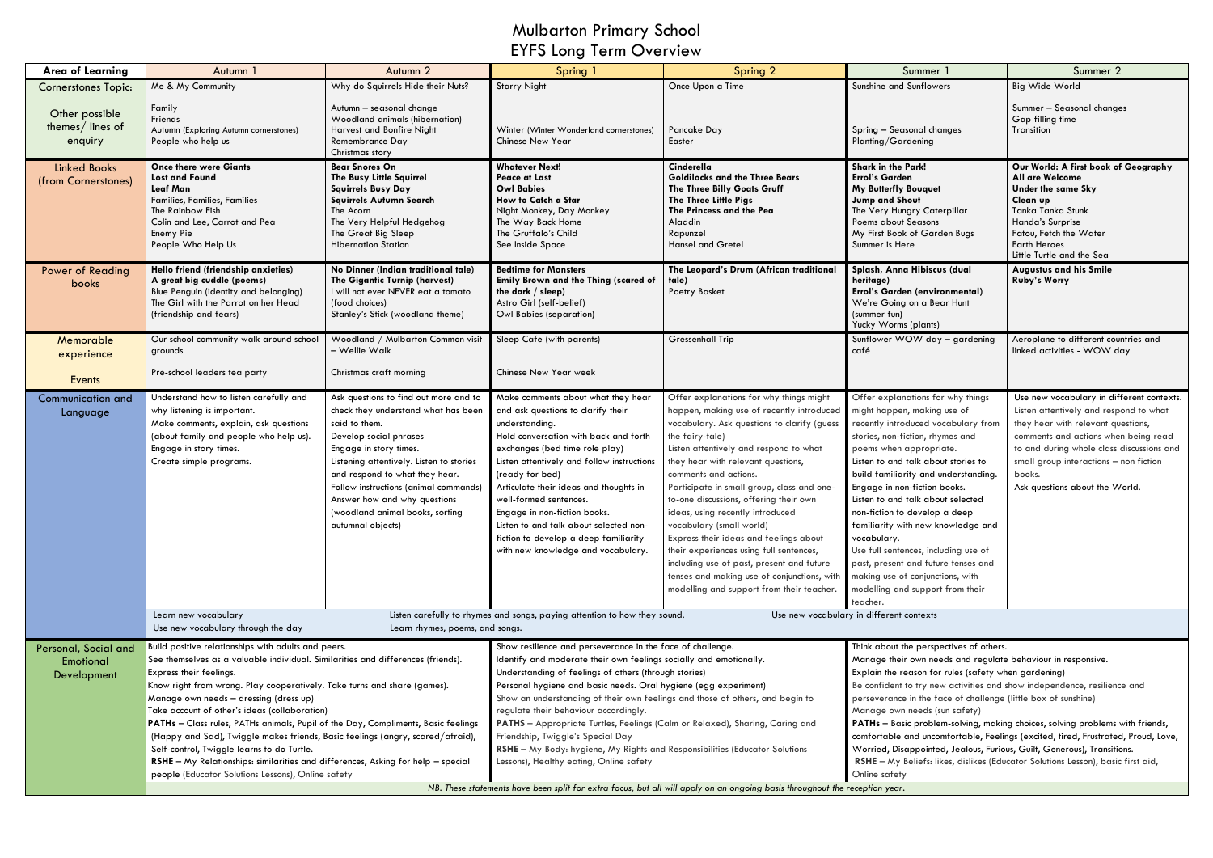# Mulbarton Primary School

## EYFS Long Term Overview

| Area of Learning | Autumn 1 | Autumn 2 | Spring 1 | Spring 2 | Summer 1 | Summer 2 |
|---|---|---|---|---|---|---|
| Cornerstones Topic:<br><br>Other possible themes/ lines of enquiry | Me & My Community<br><br>Family<br>Friends<br>Autumn (Exploring Autumn cornerstones)<br>People who help us | Why do Squirrels Hide their Nuts?<br><br>Autumn – seasonal change<br>Woodland animals (hibernation)<br>Harvest and Bonfire Night<br>Remembrance Day<br>Christmas story | Starry Night<br><br>Winter (Winter Wonderland cornerstones)<br>Chinese New Year | Once Upon a Time<br><br>Pancake Day<br>Easter | Sunshine and Sunflowers<br><br>Spring – Seasonal changes<br>Planting/Gardening | Big Wide World<br><br>Summer – Seasonal changes<br>Gap filling time<br>Transition |
| Linked Books (from Cornerstones) | **Once there were Giants**<br>**Lost and Found**<br>**Leaf Man**<br>Families, Families, Families<br>The Rainbow Fish<br>Colin and Lee, Carrot and Pea<br>Enemy Pie<br>People Who Help Us | **Bear Snores On**<br>**The Busy Little Squirrel**<br>**Squirrels Busy Day**<br>**Squirrels Autumn Search**<br>The Acorn<br>The Very Helpful Hedgehog<br>The Great Big Sleep<br>Hibernation Station | **Whatever Next!**<br>**Peace at Last**<br>**Owl Babies**<br>**How to Catch a Star**<br>Night Monkey, Day Monkey<br>The Way Back Home<br>The Gruffalo's Child<br>See Inside Space | **Cinderella**<br>**Goldilocks and the Three Bears**<br>**The Three Billy Goats Gruff**<br>**The Three Little Pigs**<br>**The Princess and the Pea**<br>Aladdin<br>Rapunzel<br>Hansel and Gretel | **Shark in the Park!**<br>**Errol's Garden**<br>**My Butterfly Bouquet**<br>**Jump and Shout**<br>The Very Hungry Caterpillar<br>Poems about Seasons<br>My First Book of Garden Bugs<br>Summer is Here | **Our World: A first book of Geography**<br>**All are Welcome**<br>**Under the same Sky**<br>**Clean up**<br>Tanka Tanka Stunk<br>Handa's Surprise<br>Fatou, Fetch the Water<br>Earth Heroes<br>Little Turtle and the Sea |
| Power of Reading books | **Hello friend (friendship anxieties)**<br>**A great big cuddle (poems)**<br>Blue Penguin (identity and belonging)<br>The Girl with the Parrot on her Head (friendship and fears) | **No Dinner (Indian traditional tale)**<br>**The Gigantic Turnip (harvest)**<br>I will not ever NEVER eat a tomato (food choices)<br>Stanley's Stick (woodland theme) | **Bedtime for Monsters**<br>**Emily Brown and the Thing (scared of the dark / sleep)**<br>Astro Girl (self-belief)<br>Owl Babies (separation) | **The Leopard's Drum (African traditional tale)**<br>Poetry Basket | **Splash, Anna Hibiscus (dual heritage)**<br>**Errol's Garden (environmental)**<br>We're Going on a Bear Hunt (summer fun)<br>Yucky Worms (plants) | **Augustus and his Smile**<br>**Ruby's Worry** |
| Memorable experience<br><br>Events | Our school community walk around school grounds<br><br>Pre-school leaders tea party | Woodland / Mulbarton Common visit – Wellie Walk<br><br>Christmas craft morning | Sleep Cafe (with parents)<br><br>Chinese New Year week | Gressenhall Trip | Sunflower WOW day – gardening café | Aeroplane to different countries and linked activities - WOW day |
| Communication and Language | Understand how to listen carefully and why listening is important.<br>Make comments, explain, ask questions (about family and people who help us).<br>Engage in story times.<br>Create simple programs. | Ask questions to find out more and to check they understand what has been said to them.<br>Develop social phrases<br>Engage in story times.<br>Listening attentively. Listen to stories and respond to what they hear.<br>Follow instructions (animal commands)<br>Answer how and why questions (woodland animal books, sorting autumnal objects) | Make comments about what they hear and ask questions to clarify their understanding.<br>Hold conversation with back and forth exchanges (bed time role play)<br>Listen attentively and follow instructions (ready for bed)<br>Articulate their ideas and thoughts in well-formed sentences.<br>Engage in non-fiction books.<br>Listen to and talk about selected non-fiction to develop a deep familiarity with new knowledge and vocabulary. | Offer explanations for why things might happen, making use of recently introduced vocabulary. Ask questions to clarify (guess the fairy-tale)<br>Listen attentively and respond to what they hear with relevant questions, comments and actions.<br>Participate in small group, class and one-to-one discussions, offering their own ideas, using recently introduced vocabulary (small world)<br>Express their ideas and feelings about their experiences using full sentences, including use of past, present and future tenses and making use of conjunctions, with modelling and support from their teacher. | Offer explanations for why things might happen, making use of recently introduced vocabulary from stories, non-fiction, rhymes and poems when appropriate.<br>Listen to and talk about stories to build familiarity and understanding.<br>Engage in non-fiction books.<br>Listen to and talk about selected non-fiction to develop a deep familiarity with new knowledge and vocabulary.<br>Use full sentences, including use of past, present and future tenses and making use of conjunctions, with modelling and support from their teacher. | Use new vocabulary in different contexts.<br>Listen attentively and respond to what they hear with relevant questions, comments and actions when being read to and during whole class discussions and small group interactions – non fiction books.<br>Ask questions about the World. |
| | Learn new vocabulary<br>Use new vocabulary through the day | | Listen carefully to rhymes and songs, paying attention to how they sound.<br>Learn rhymes, poems, and songs. | | Use new vocabulary in different contexts | |
| Personal, Social and Emotional Development | Build positive relationships with adults and peers.<br>See themselves as a valuable individual. Similarities and differences (friends).<br>Express their feelings.<br>Know right from wrong. Play cooperatively. Take turns and share (games).<br>Manage own needs – dressing (dress up)<br>Take account of other's ideas (collaboration)<br>**PATHs** – Class rules, PATHs animals, Pupil of the Day, Compliments, Basic feelings (Happy and Sad), Twiggle makes friends, Basic feelings (angry, scared/afraid), Self-control, Twiggle learns to do Turtle.<br>**RSHE** – My Relationships: similarities and differences, Asking for help – special people (Educator Solutions Lessons), Online safety | | Show resilience and perseverance in the face of challenge.<br>Identify and moderate their own feelings socially and emotionally.<br>Understanding of feelings of others (through stories)<br>Personal hygiene and basic needs. Oral hygiene (egg experiment)<br>Show an understanding of their own feelings and those of others, and begin to regulate their behaviour accordingly.<br>**PATHS** – Appropriate Turtles, Feelings (Calm or Relaxed), Sharing, Caring and Friendship, Twiggle's Special Day<br>**RSHE** – My Body: hygiene, My Rights and Responsibilities (Educator Solutions Lessons), Healthy eating, Online safety | | Think about the perspectives of others.<br>Manage their own needs and regulate behaviour in responsive.<br>Explain the reason for rules (safety when gardening)<br>Be confident to try new activities and show independence, resilience and perseverance in the face of challenge (little box of sunshine)<br>Manage own needs (sun safety)<br>**PATHs** – Basic problem-solving, making choices, solving problems with friends, comfortable and uncomfortable, Feelings (excited, tired, Frustrated, Proud, Love, Worried, Disappointed, Jealous, Furious, Guilt, Generous), Transitions.<br>**RSHE** – My Beliefs: likes, dislikes (Educator Solutions Lesson), basic first aid, Online safety | |
| | *NB. These statements have been split for extra focus, but all will apply on an ongoing basis throughout the reception year.* | | | | | |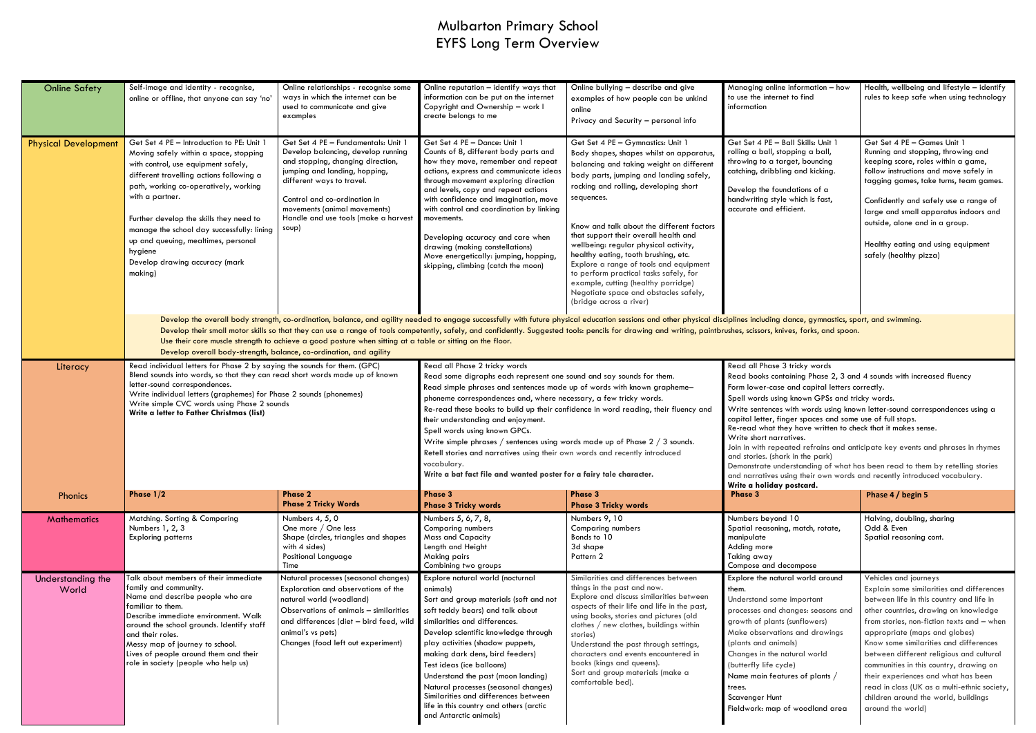# Mulbarton Primary School
## EYFS Long Term Overview

| | | | | | | |
|---|---|---|---|---|---|---|
| Online Safety | Self-image and identity - recognise, online or offline, that anyone can say 'no' | Online relationships - recognise some ways in which the internet can be used to communicate and give examples | Online reputation – identify ways that information can be put on the internet<br>Copyright and Ownership – work I create belongs to me | Online bullying – describe and give examples of how people can be unkind online<br>Privacy and Security – personal info | Managing online information – how to use the internet to find information | Health, wellbeing and lifestyle – identify rules to keep safe when using technology |
| Physical Development | Get Set 4 PE – Introduction to PE: Unit 1<br>Moving safely within a space, stopping with control, use equipment safely, different travelling actions following a path, working co-operatively, working with a partner.<br>Further develop the skills they need to manage the school day successfully: lining up and queuing, mealtimes, personal hygiene<br>Develop drawing accuracy (mark making) | Get Set 4 PE – Fundamentals: Unit 1<br>Develop balancing, develop running and stopping, changing direction, jumping and landing, hopping, different ways to travel.<br>Control and co-ordination in movements (animal movements)<br>Handle and use tools (make a harvest soup) | Get Set 4 PE – Dance: Unit 1<br>Counts of 8, different body parts and how they move, remember and repeat actions, express and communicate ideas through movement exploring direction and levels, copy and repeat actions with confidence and imagination, move with control and coordination by linking movements.<br>Developing accuracy and care when drawing (making constellations)<br>Move energetically: jumping, hopping, skipping, climbing (catch the moon) | Get Set 4 PE – Gymnastics: Unit 1<br>Body shapes, shapes whilst on apparatus, balancing and taking weight on different body parts, jumping and landing safely, rocking and rolling, developing short sequences.<br>Know and talk about the different factors that support their overall health and wellbeing: regular physical activity, healthy eating, tooth brushing, etc.<br>Explore a range of tools and equipment to perform practical tasks safely, for example, cutting (healthy porridge)<br>Negotiate space and obstacles safely, (bridge across a river) | Get Set 4 PE – Ball Skills: Unit 1<br>rolling a ball, stopping a ball, throwing to a target, bouncing catching, dribbling and kicking.<br>Develop the foundations of a handwriting style which is fast, accurate and efficient. | Get Set 4 PE – Games Unit 1<br>Running and stopping, throwing and keeping score, roles within a game, follow instructions and move safely in tagging games, take turns, team games.<br>Confidently and safely use a range of large and small apparatus indoors and outside, alone and in a group.<br>Healthy eating and using equipment safely (healthy pizza) |
| | Develop the overall body strength, co-ordination, balance, and agility needed to engage successfully with future physical education sessions and other physical disciplines including dance, gymnastics, sport, and swimming.<br>Develop their small motor skills so that they can use a range of tools competently, safely, and confidently. Suggested tools: pencils for drawing and writing, paintbrushes, scissors, knives, forks, and spoon.<br>Use their core muscle strength to achieve a good posture when sitting at a table or sitting on the floor.<br>Develop overall body-strength, balance, co-ordination, and agility | | | | | |
| Literacy | Read individual letters for Phase 2 by saying the sounds for them. (GPC)<br>Blend sounds into words, so that they can read short words made up of known letter-sound correspondences.<br>Write individual letters (graphemes) for Phase 2 sounds (phonemes)<br>Write simple CVC words using Phase 2 sounds<br>**Write a letter to Father Christmas (list)** | | Read all Phase 2 tricky words<br>Read some digraphs each represent one sound and say sounds for them.<br>Read simple phrases and sentences made up of words with known grapheme–phoneme correspondences and, where necessary, a few tricky words.<br>Re-read these books to build up their confidence in word reading, their fluency and their understanding and enjoyment.<br>Spell words using known GPCs.<br>Write simple phrases / sentences using words made up of Phase 2 / 3 sounds.<br>Retell stories and narratives using their own words and recently introduced vocabulary.<br>**Write a bat fact file and wanted poster for a fairy tale character.** | | Read all Phase 3 tricky words<br>Read books containing Phase 2, 3 and 4 sounds with increased fluency<br>Form lower-case and capital letters correctly.<br>Spell words using known GPSs and tricky words.<br>Write sentences with words using known letter-sound correspondences using a capital letter, finger spaces and some use of full stops.<br>Re-read what they have written to check that it makes sense.<br>Write short narratives.<br>Join in with repeated refrains and anticipate key events and phrases in rhymes and stories. (shark in the park)<br>Demonstrate understanding of what has been read to them by retelling stories and narratives using their own words and recently introduced vocabulary.<br>**Write a holiday postcard.** | |
| Phonics | **Phase 1/2** | **Phase 2**<br>**Phase 2 Tricky Words** | **Phase 3**<br>**Phase 3 Tricky words** | **Phase 3**<br>**Phase 3 Tricky words** | **Phase 3** | **Phase 4 / begin 5** |
| Mathematics | Matching. Sorting & Comparing<br>Numbers 1, 2, 3<br>Exploring patterns | Numbers 4, 5, 0<br>One more / One less<br>Shape (circles, triangles and shapes with 4 sides)<br>Positional Language<br>Time | Numbers 5, 6, 7, 8,<br>Comparing numbers<br>Mass and Capacity<br>Length and Height<br>Making pairs<br>Combining two groups | Numbers 9, 10<br>Comparing numbers<br>Bonds to 10<br>3d shape<br>Pattern 2 | Numbers beyond 10<br>Spatial reasoning, match, rotate, manipulate<br>Adding more<br>Taking away<br>Compose and decompose | Halving, doubling, sharing<br>Odd & Even<br>Spatial reasoning cont. |
| Understanding the World | Talk about members of their immediate family and community.<br>Name and describe people who are familiar to them.<br>Describe immediate environment. Walk around the school grounds. Identify staff and their roles.<br>Messy map of journey to school.<br>Lives of people around them and their role in society (people who help us) | Natural processes (seasonal changes)<br>Exploration and observations of the natural world (woodland)<br>Observations of animals – similarities and differences (diet – bird feed, wild animal's vs pets)<br>Changes (food left out experiment) | Explore natural world (nocturnal animals)<br>Sort and group materials (soft and not soft teddy bears) and talk about similarities and differences.<br>Develop scientific knowledge through play activities (shadow puppets, making dark dens, bird feeders)<br>Test ideas (ice balloons)<br>Understand the past (moon landing)<br>Natural processes (seasonal changes)<br>Similarities and differences between life in this country and others (arctic and Antarctic animals) | Similarities and differences between things in the past and now.<br>Explore and discuss similarities between aspects of their life and life in the past, using books, stories and pictures (old clothes / new clothes, buildings within stories)<br>Understand the past through settings, characters and events encountered in books (kings and queens).<br>Sort and group materials (make a comfortable bed). | Explore the natural world around them.<br>Understand some important processes and changes: seasons and growth of plants (sunflowers)<br>Make observations and drawings (plants and animals)<br>Changes in the natural world (butterfly life cycle)<br>Name main features of plants / trees.<br>Scavenger Hunt<br>Fieldwork: map of woodland area | Vehicles and journeys<br>Explain some similarities and differences between life in this country and life in other countries, drawing on knowledge from stories, non-fiction texts and – when appropriate (maps and globes)<br>Know some similarities and differences between different religious and cultural communities in this country, drawing on their experiences and what has been read in class (UK as a multi-ethnic society, children around the world, buildings around the world) |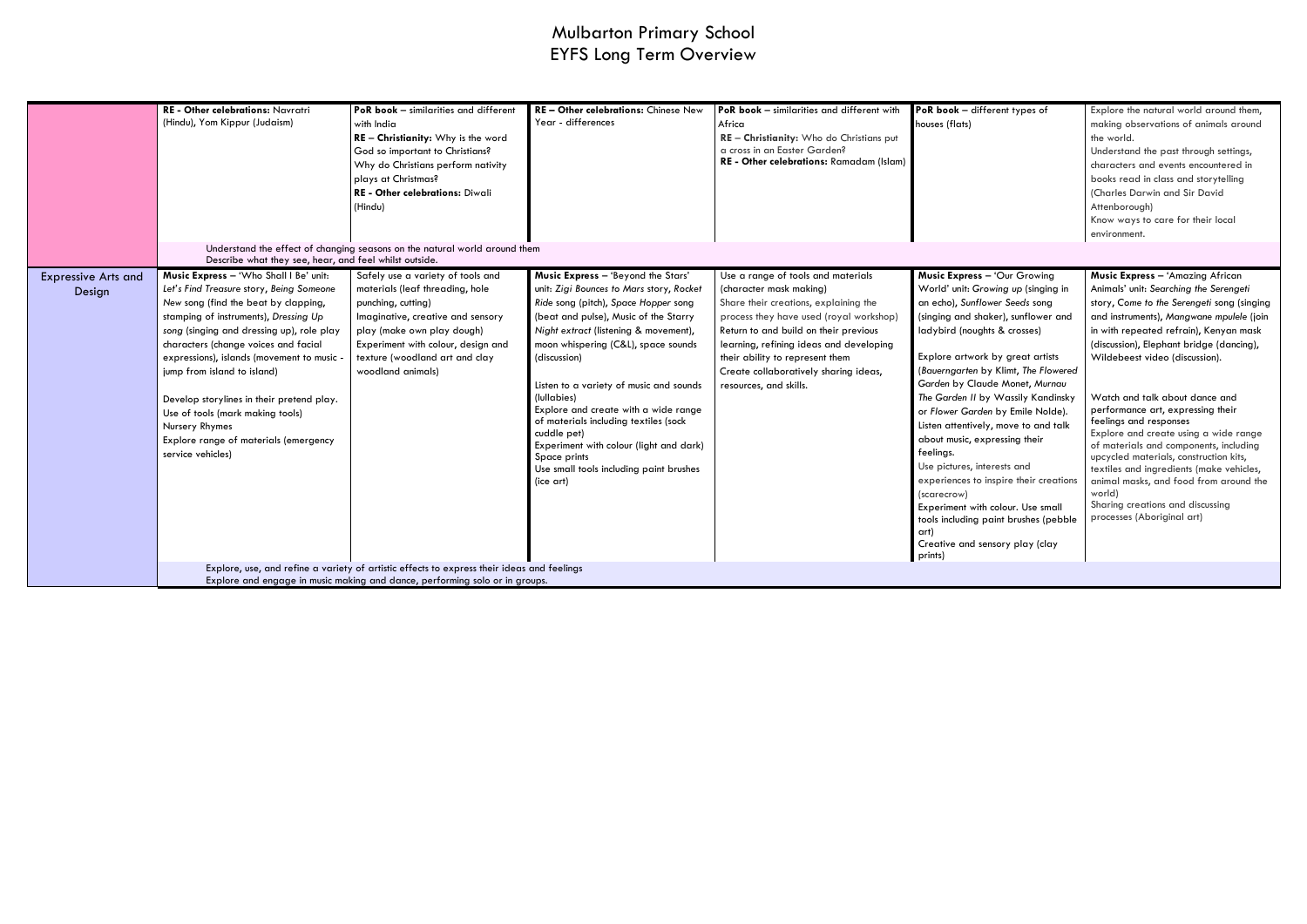# Mulbarton Primary School
# EYFS Long Term Overview

| | | | | | | |
|---|---|---|---|---|---|---|
| | **RE - Other celebrations:** Navratri (Hindu), Yom Kippur (Judaism) | **PoR book** – similarities and different with India<br>**RE – Christianity:** Why is the word God so important to Christians?<br>Why do Christians perform nativity plays at Christmas?<br>**RE - Other celebrations:** Diwali (Hindu) | **RE – Other celebrations:** Chinese New Year - differences | **PoR book** – similarities and different with Africa<br>**RE – Christianity:** Who do Christians put a cross in an Easter Garden?<br>**RE - Other celebrations:** Ramadam (Islam) | **PoR book** – different types of houses (flats) | Explore the natural world around them, making observations of animals around the world.<br>Understand the past through settings, characters and events encountered in books read in class and storytelling (Charles Darwin and Sir David Attenborough)<br>Know ways to care for their local environment. |
| | Understand the effect of changing seasons on the natural world around them<br>Describe what they see, hear, and feel whilst outside. | | | | | |
| Expressive Arts and Design | **Music Express** – 'Who Shall I Be' unit: *Let's Find Treasure* story, *Being Someone New* song (find the beat by clapping, stamping of instruments), *Dressing Up song* (singing and dressing up), role play characters (change voices and facial expressions), islands (movement to music - jump from island to island)<br><br>Develop storylines in their pretend play.<br>Use of tools (mark making tools)<br>Nursery Rhymes<br>Explore range of materials (emergency service vehicles) | Safely use a variety of tools and materials (leaf threading, hole punching, cutting)<br>Imaginative, creative and sensory play (make own play dough)<br>Experiment with colour, design and texture (woodland art and clay woodland animals) | **Music Express** – 'Beyond the Stars' unit: *Zigi Bounces to Mars* story, *Rocket Ride* song (pitch), *Space Hopper* song (beat and pulse), Music of the Starry *Night extract* (listening & movement), moon whispering (C&L), space sounds (discussion)<br><br>Listen to a variety of music and sounds (lullabies)<br>Explore and create with a wide range of materials including textiles (sock cuddle pet)<br>Experiment with colour (light and dark)<br>Space prints<br>Use small tools including paint brushes (ice art) | Use a range of tools and materials (character mask making)<br>Share their creations, explaining the process they have used (royal workshop)<br>Return to and build on their previous learning, refining ideas and developing their ability to represent them<br>Create collaboratively sharing ideas, resources, and skills. | **Music Express** – 'Our Growing World' unit: *Growing up* (singing in an echo), *Sunflower Seeds* song (singing and shaker), sunflower and ladybird (noughts & crosses)<br><br>Explore artwork by great artists (*Bauerngarten* by Klimt, *The Flowered Garden* by Claude Monet, *Murnau The Garden II* by Wassily Kandinsky or *Flower Garden* by Emile Nolde).<br>Listen attentively, move to and talk about music, expressing their feelings.<br>Use pictures, interests and experiences to inspire their creations (scarecrow)<br>Experiment with colour. Use small tools including paint brushes (pebble art)<br>Creative and sensory play (clay prints) | **Music Express** – 'Amazing African Animals' unit: *Searching the Serengeti* story, *Come to the Serengeti* song (singing and instruments), *Mangwane mpulele* (join in with repeated refrain), Kenyan mask (discussion), Elephant bridge (dancing), Wildebeest video (discussion).<br><br>Watch and talk about dance and performance art, expressing their feelings and responses<br>Explore and create using a wide range of materials and components, including upcycled materials, construction kits, textiles and ingredients (make vehicles, animal masks, and food from around the world)<br>Sharing creations and discussing processes (Aboriginal art) |
| | Explore, use, and refine a variety of artistic effects to express their ideas and feelings<br>Explore and engage in music making and dance, performing solo or in groups. | | | | | |